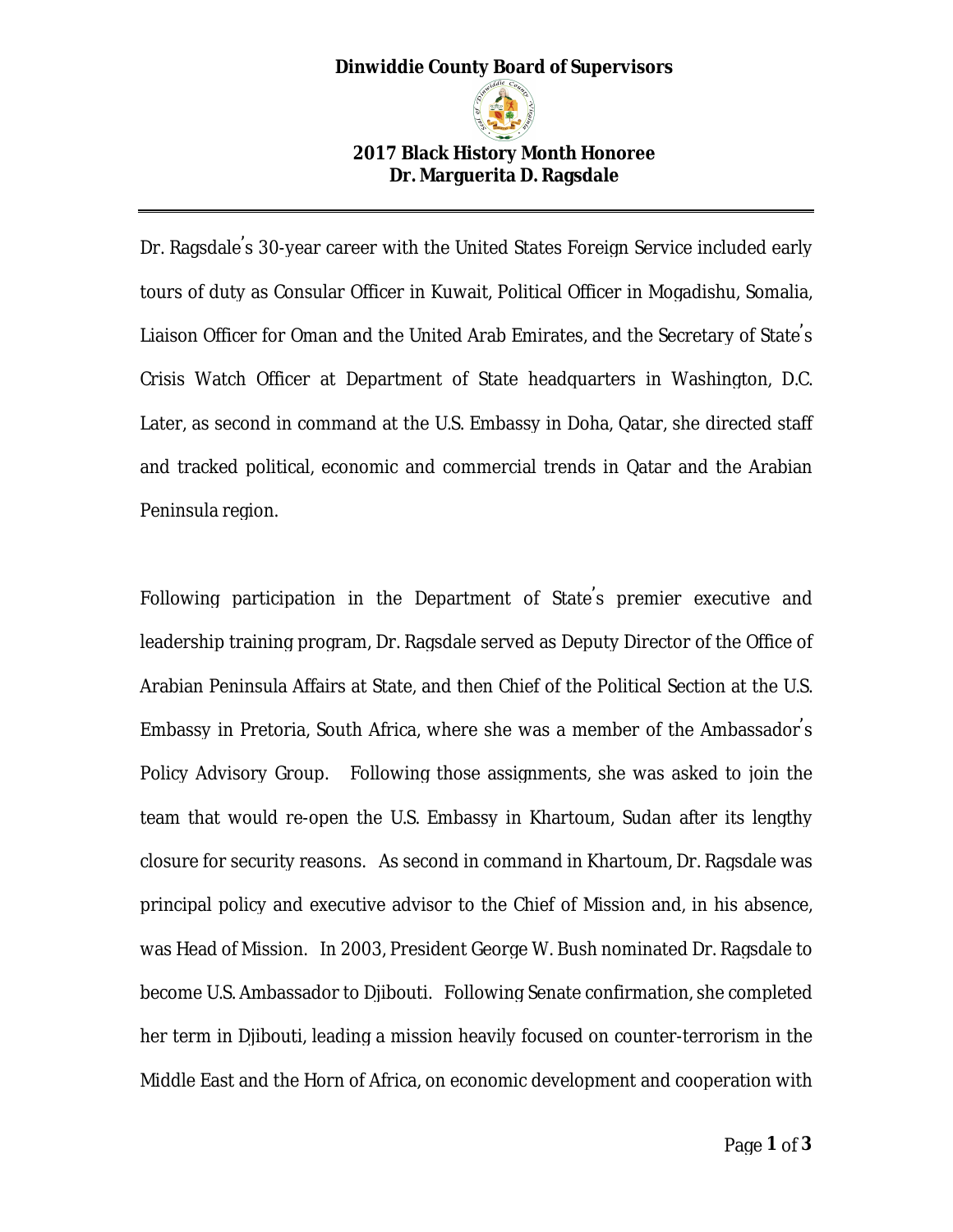**Dinwiddie County Board of Supervisors**

**2017 Black History Month Honoree**
**Dr. Marguerita D. Ragsdale**

---

Dr. Ragsdale's 30-year career with the United States Foreign Service included early tours of duty as Consular Officer in Kuwait, Political Officer in Mogadishu, Somalia, Liaison Officer for Oman and the United Arab Emirates, and the Secretary of State's Crisis Watch Officer at Department of State headquarters in Washington, D.C. Later, as second in command at the U.S. Embassy in Doha, Qatar, she directed staff and tracked political, economic and commercial trends in Qatar and the Arabian Peninsula region.

Following participation in the Department of State's premier executive and leadership training program, Dr. Ragsdale served as Deputy Director of the Office of Arabian Peninsula Affairs at State, and then Chief of the Political Section at the U.S. Embassy in Pretoria, South Africa, where she was a member of the Ambassador's Policy Advisory Group. Following those assignments, she was asked to join the team that would re-open the U.S. Embassy in Khartoum, Sudan after its lengthy closure for security reasons. As second in command in Khartoum, Dr. Ragsdale was principal policy and executive advisor to the Chief of Mission and, in his absence, was Head of Mission. In 2003, President George W. Bush nominated Dr. Ragsdale to become U.S. Ambassador to Djibouti. Following Senate confirmation, she completed her term in Djibouti, leading a mission heavily focused on counter-terrorism in the Middle East and the Horn of Africa, on economic development and cooperation with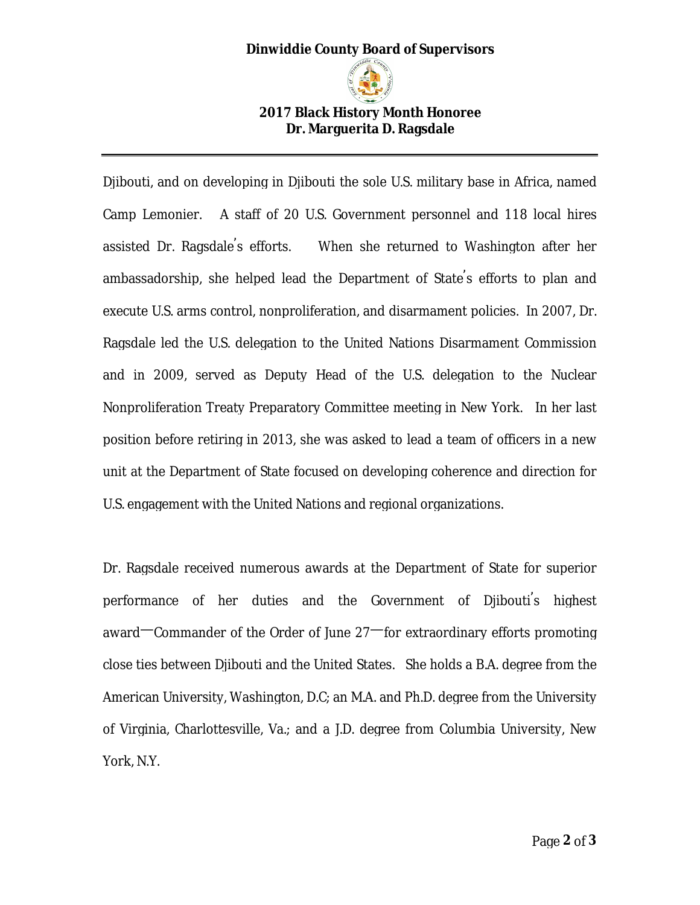Djibouti, and on developing in Djibouti the sole U.S. military base in Africa, named Camp Lemonier. A staff of 20 U.S. Government personnel and 118 local hires assisted Dr. Ragsdale's efforts. When she returned to Washington after her ambassadorship, she helped lead the Department of State's efforts to plan and execute U.S. arms control, nonproliferation, and disarmament policies. In 2007, Dr. Ragsdale led the U.S. delegation to the United Nations Disarmament Commission and in 2009, served as Deputy Head of the U.S. delegation to the Nuclear Nonproliferation Treaty Preparatory Committee meeting in New York. In her last position before retiring in 2013, she was asked to lead a team of officers in a new unit at the Department of State focused on developing coherence and direction for U.S. engagement with the United Nations and regional organizations.

Dr. Ragsdale received numerous awards at the Department of State for superior performance of her duties and the Government of Djibouti's highest award—Commander of the Order of June 27—for extraordinary efforts promoting close ties between Djibouti and the United States. She holds a B.A. degree from the American University, Washington, D.C; an M.A. and Ph.D. degree from the University of Virginia, Charlottesville, Va.; and a J.D. degree from Columbia University, New York, N.Y.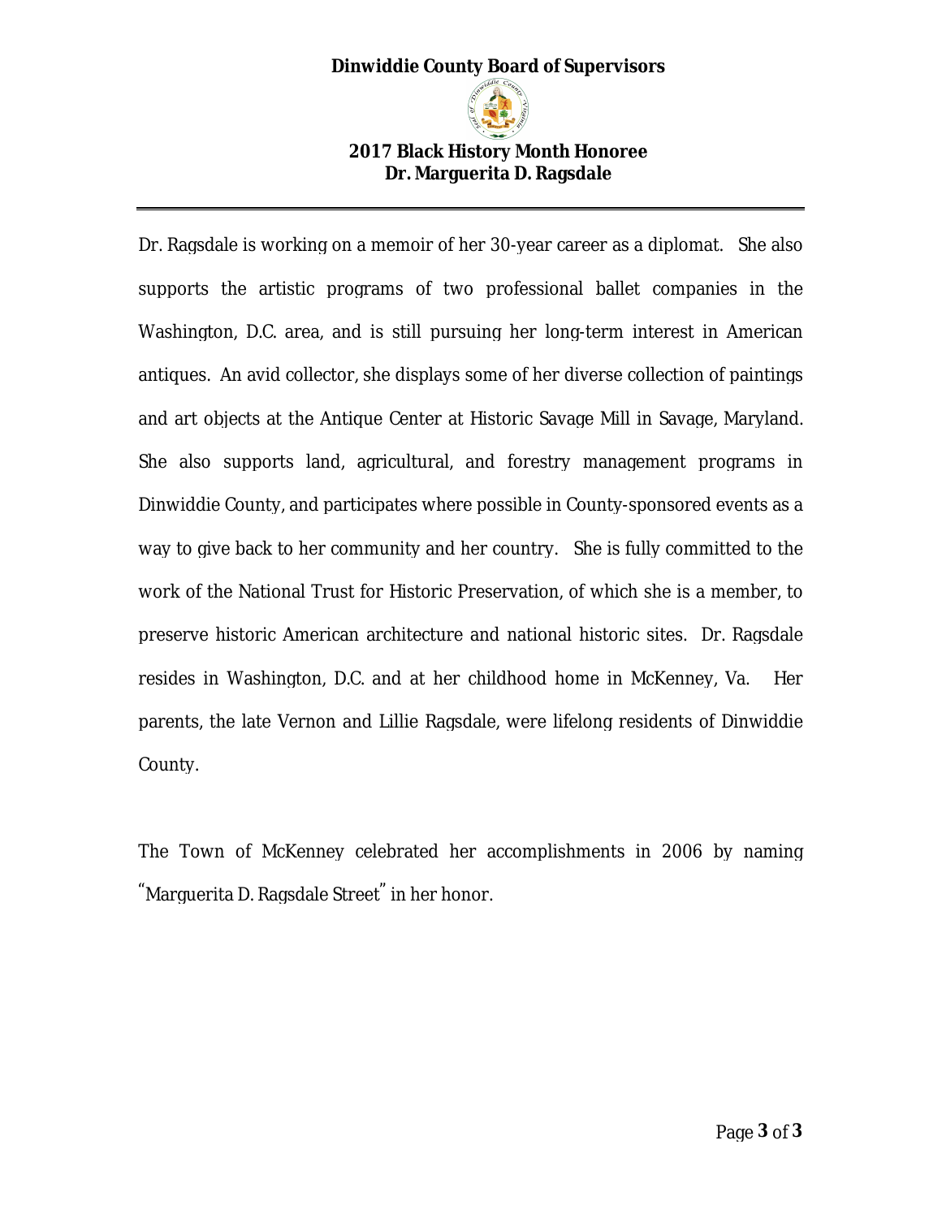Dr. Ragsdale is working on a memoir of her 30-year career as a diplomat. She also supports the artistic programs of two professional ballet companies in the Washington, D.C. area, and is still pursuing her long-term interest in American antiques. An avid collector, she displays some of her diverse collection of paintings and art objects at the Antique Center at Historic Savage Mill in Savage, Maryland. She also supports land, agricultural, and forestry management programs in Dinwiddie County, and participates where possible in County-sponsored events as a way to give back to her community and her country. She is fully committed to the work of the National Trust for Historic Preservation, of which she is a member, to preserve historic American architecture and national historic sites. Dr. Ragsdale resides in Washington, D.C. and at her childhood home in McKenney, Va. Her parents, the late Vernon and Lillie Ragsdale, were lifelong residents of Dinwiddie County.

The Town of McKenney celebrated her accomplishments in 2006 by naming "Marguerita D. Ragsdale Street" in her honor.